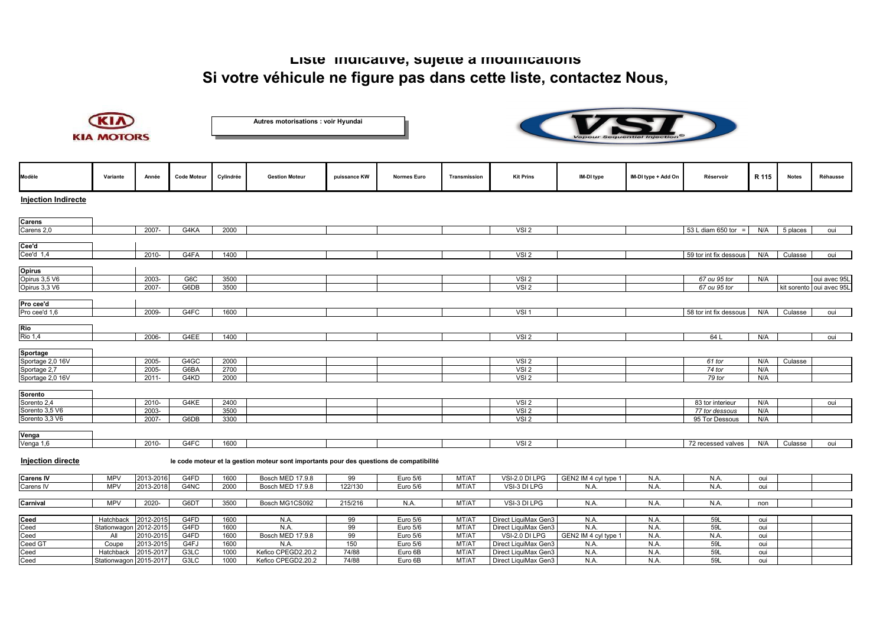# Liste indicative, sujette à modifications

# Si votre véhicule ne figure pas dans cette liste, contactez Nous,

KIA MOTORS

Autres motorisations : voir Hyundai

VSI Vapour Sequential Injection

| Modèle | Variante | Année | Code Moteur | Cylindrée | Gestion Moteur | puissance KW | Normes Euro | Transmission | Kit Prins | IM-DI type | IM-DI type + Add On | Réservoir | R 115 | Notes | Réhausse |
|---|---|---|---|---|---|---|---|---|---|---|---|---|---|---|---|
| **Injection Indirecte** | | | | | | | | | | | | | | | |
| **Carens** | | | | | | | | | | | | | | | |
| Carens 2,0 | | 2007- | G4KA | 2000 | | | | | VSI 2 | | | 53 L diam 650 tor = | N/A | 5 places | oui |
| **Cee'd** | | | | | | | | | | | | | | | |
| Cee'd 1,4 | | 2010- | G4FA | 1400 | | | | | VSI 2 | | | 59 tor int fix dessous | N/A | Culasse | oui |
| **Opirus** | | | | | | | | | | | | | | | |
| Opirus 3,5 V6 | | 2003- | G6C | 3500 | | | | | VSI 2 | | | *67 ou 95 tor* | N/A | | oui avec 95L |
| Opirus 3,3 V6 | | 2007- | G6DB | 3500 | | | | | VSI 2 | | | *67 ou 95 tor* | | kit sorento | oui avec 95L |
| **Pro cee'd** | | | | | | | | | | | | | | | |
| Pro cee'd 1,6 | | 2009- | G4FC | 1600 | | | | | VSI 1 | | | 58 tor int fix dessous | N/A | Culasse | oui |
| **Rio** | | | | | | | | | | | | | | | |
| Rio 1,4 | | 2006- | G4EE | 1400 | | | | | VSI 2 | | | 64 L | N/A | | oui |
| **Sportage** | | | | | | | | | | | | | | | |
| Sportage 2,0 16V | | 2005- | G4GC | 2000 | | | | | VSI 2 | | | *61 tor* | N/A | Culasse | |
| Sportage 2,7 | | 2005- | G6BA | 2700 | | | | | VSI 2 | | | *74 tor* | N/A | | |
| Sportage 2,0 16V | | 2011- | G4KD | 2000 | | | | | VSI 2 | | | *79 tor* | N/A | | |
| **Sorento** | | | | | | | | | | | | | | | |
| Sorento 2,4 | | 2010- | G4KE | 2400 | | | | | VSI 2 | | | 83 tor interieur | N/A | | oui |
| Sorento 3,5 V6 | | 2003- | | 3500 | | | | | VSI 2 | | | *77 tor dessous* | N/A | | |
| Sorento 3,3 V6 | | 2007- | G6DB | 3300 | | | | | VSI 2 | | | 95 Tor Dessous | N/A | | |
| **Venga** | | | | | | | | | | | | | | | |
| Venga 1,6 | | 2010- | G4FC | 1600 | | | | | VSI 2 | | | 72 recessed valves | N/A | Culasse | oui |
| **Injection directe** | | | | | le code moteur et la gestion moteur sont importants pour des questions de compatibilité | | | | | | | | | | |
| **Carens IV** | MPV | 2013-2016 | G4FD | 1600 | Bosch MED 17.9.8 | 99 | Euro 5/6 | MT/AT | VSI-2.0 DI LPG | GEN2 IM 4 cyl type 1 | N.A. | N.A. | oui | | |
| Carens IV | MPV | 2013-2018 | G4NC | 2000 | Bosch MED 17.9.8 | 122/130 | Euro 5/6 | MT/AT | VSI-3 DI LPG | N.A. | N.A. | N.A. | oui | | |
| **Carnival** | MPV | 2020- | G6DT | 3500 | Bosch MG1CS092 | 215/216 | N.A. | MT/AT | VSI-3 DI LPG | N.A. | N.A. | N.A. | non | | |
| **Ceed** | Hatchback | 2012-2015 | G4FD | 1600 | N.A. | 99 | Euro 5/6 | MT/AT | Direct LiquiMax Gen3 | N.A. | N.A. | 59L | oui | | |
| Ceed | Stationwagon | 2012-2015 | G4FD | 1600 | N.A. | 99 | Euro 5/6 | MT/AT | Direct LiquiMax Gen3 | N.A. | N.A. | 59L | oui | | |
| Ceed | All | 2010-2015 | G4FD | 1600 | Bosch MED 17.9.8 | 99 | Euro 5/6 | MT/AT | VSI-2.0 DI LPG | GEN2 IM 4 cyl type 1 | N.A. | N.A. | oui | | |
| Ceed GT | Coupe | 2013-2015 | G4FJ | 1600 | N.A. | 150 | Euro 5/6 | MT/AT | Direct LiquiMax Gen3 | N.A. | N.A. | 59L | oui | | |
| Ceed | Hatchback | 2015-2017 | G3LC | 1000 | Kefico CPEGD2.20.2 | 74/88 | Euro 6B | MT/AT | Direct LiquiMax Gen3 | N.A. | N.A. | 59L | oui | | |
| Ceed | Stationwagon | 2015-2017 | G3LC | 1000 | Kefico CPEGD2.20.2 | 74/88 | Euro 6B | MT/AT | Direct LiquiMax Gen3 | N.A. | N.A. | 59L | oui | | |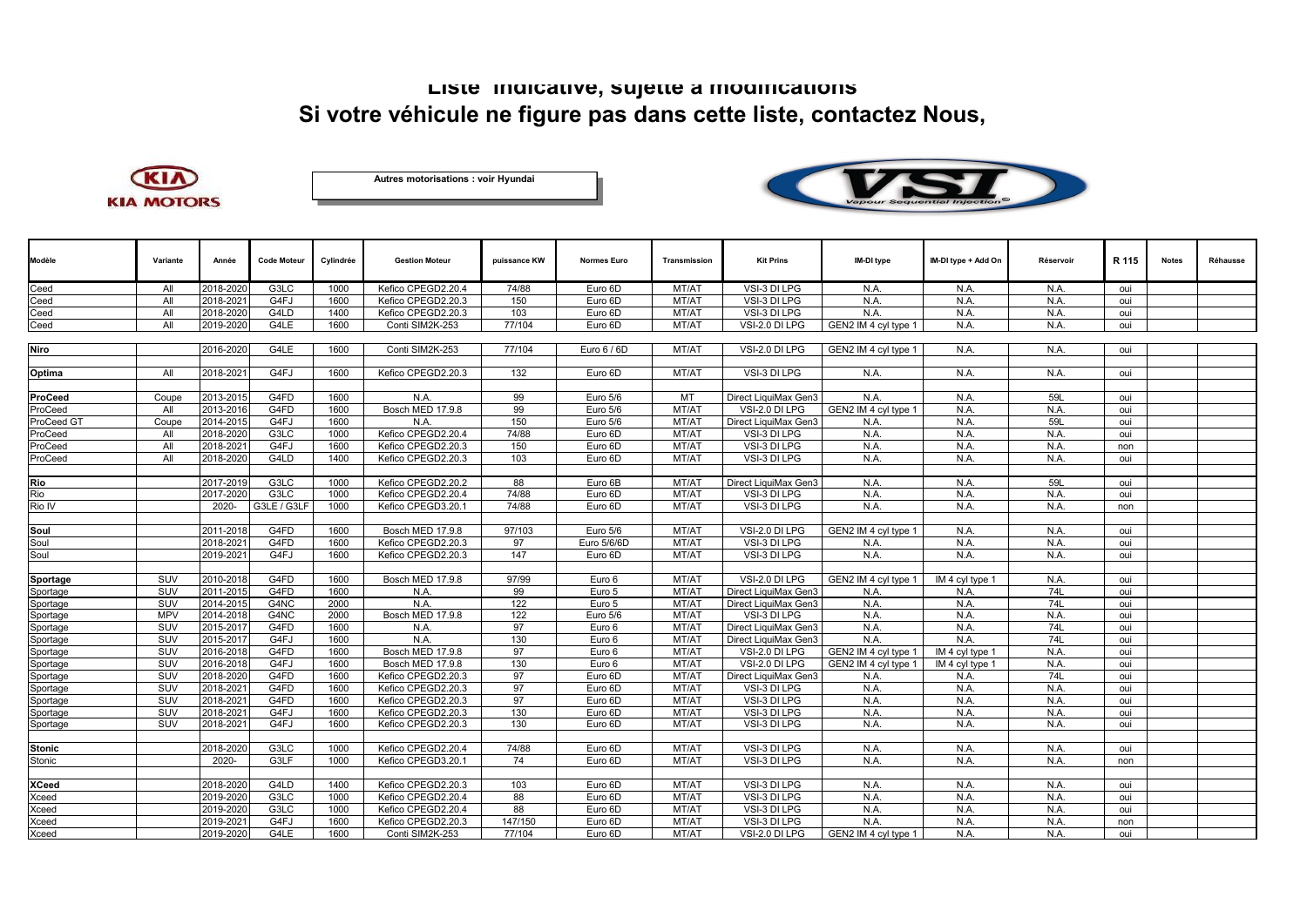## Liste indicative, sujette à modifications

## Si votre véhicule ne figure pas dans cette liste, contactez Nous,

Autres motorisations : voir Hyundai

| Modèle | Variante | Année | Code Moteur | Cylindrée | Gestion Moteur | puissance KW | Normes Euro | Transmission | Kit Prins | IM-DI type | IM-DI type + Add On | Réservoir | R 115 | Notes | Réhausse |
|---|---|---|---|---|---|---|---|---|---|---|---|---|---|---|---|
| Ceed | All | 2018-2020 | G3LC | 1000 | Kefico CPEGD2.20.4 | 74/88 | Euro 6D | MT/AT | VSI-3 DI LPG | N.A. | N.A. | N.A. | oui | | |
| Ceed | All | 2018-2021 | G4FJ | 1600 | Kefico CPEGD2.20.3 | 150 | Euro 6D | MT/AT | VSI-3 DI LPG | N.A. | N.A. | N.A. | oui | | |
| Ceed | All | 2018-2020 | G4LD | 1400 | Kefico CPEGD2.20.3 | 103 | Euro 6D | MT/AT | VSI-3 DI LPG | N.A. | N.A. | N.A. | oui | | |
| Ceed | All | 2019-2020 | G4LE | 1600 | Conti SIM2K-253 | 77/104 | Euro 6D | MT/AT | VSI-2.0 DI LPG | GEN2 IM 4 cyl type 1 | N.A. | N.A. | oui | | |
| | | | | | | | | | | | | | | | |
| **Niro** | | 2016-2020 | G4LE | 1600 | Conti SIM2K-253 | 77/104 | Euro 6 / 6D | MT/AT | VSI-2.0 DI LPG | GEN2 IM 4 cyl type 1 | N.A. | N.A. | oui | | |
| | | | | | | | | | | | | | | | |
| **Optima** | All | 2018-2021 | G4FJ | 1600 | Kefico CPEGD2.20.3 | 132 | Euro 6D | MT/AT | VSI-3 DI LPG | N.A. | N.A. | N.A. | oui | | |
| | | | | | | | | | | | | | | | |
| **ProCeed** | Coupe | 2013-2015 | G4FD | 1600 | N.A. | 99 | Euro 5/6 | MT | Direct LiquiMax Gen3 | N.A. | N.A. | 59L | oui | | |
| ProCeed | All | 2013-2016 | G4FD | 1600 | Bosch MED 17.9.8 | 99 | Euro 5/6 | MT/AT | VSI-2.0 DI LPG | GEN2 IM 4 cyl type 1 | N.A. | N.A. | oui | | |
| ProCeed GT | Coupe | 2014-2015 | G4FJ | 1600 | N.A. | 150 | Euro 5/6 | MT/AT | Direct LiquiMax Gen3 | N.A. | N.A. | 59L | oui | | |
| ProCeed | All | 2018-2020 | G3LC | 1000 | Kefico CPEGD2.20.4 | 74/88 | Euro 6D | MT/AT | VSI-3 DI LPG | N.A. | N.A. | N.A. | oui | | |
| ProCeed | All | 2018-2021 | G4FJ | 1600 | Kefico CPEGD2.20.3 | 150 | Euro 6D | MT/AT | VSI-3 DI LPG | N.A. | N.A. | N.A. | non | | |
| ProCeed | All | 2018-2020 | G4LD | 1400 | Kefico CPEGD2.20.3 | 103 | Euro 6D | MT/AT | VSI-3 DI LPG | N.A. | N.A. | N.A. | oui | | |
| | | | | | | | | | | | | | | | |
| **Rio** | | 2017-2019 | G3LC | 1000 | Kefico CPEGD2.20.2 | 88 | Euro 6B | MT/AT | Direct LiquiMax Gen3 | N.A. | N.A. | 59L | oui | | |
| Rio | | 2017-2020 | G3LC | 1000 | Kefico CPEGD2.20.4 | 74/88 | Euro 6D | MT/AT | VSI-3 DI LPG | N.A. | N.A. | N.A. | oui | | |
| Rio IV | | 2020- | G3LE / G3LF | 1000 | Kefico CPEGD3.20.1 | 74/88 | Euro 6D | MT/AT | VSI-3 DI LPG | N.A. | N.A. | N.A. | non | | |
| | | | | | | | | | | | | | | | |
| **Soul** | | 2011-2018 | G4FD | 1600 | Bosch MED 17.9.8 | 97/103 | Euro 5/6 | MT/AT | VSI-2.0 DI LPG | GEN2 IM 4 cyl type 1 | N.A. | N.A. | oui | | |
| Soul | | 2018-2021 | G4FD | 1600 | Kefico CPEGD2.20.3 | 97 | Euro 5/6/6D | MT/AT | VSI-3 DI LPG | N.A. | N.A. | N.A. | oui | | |
| Soul | | 2019-2021 | G4FJ | 1600 | Kefico CPEGD2.20.3 | 147 | Euro 6D | MT/AT | VSI-3 DI LPG | N.A. | N.A. | N.A. | oui | | |
| | | | | | | | | | | | | | | | |
| **Sportage** | SUV | 2010-2018 | G4FD | 1600 | Bosch MED 17.9.8 | 97/99 | Euro 6 | MT/AT | VSI-2.0 DI LPG | GEN2 IM 4 cyl type 1 | IM 4 cyl type 1 | N.A. | oui | | |
| Sportage | SUV | 2011-2015 | G4FD | 1600 | N.A. | 99 | Euro 5 | MT/AT | Direct LiquiMax Gen3 | N.A. | N.A. | 74L | oui | | |
| Sportage | SUV | 2014-2015 | G4NC | 2000 | N.A. | 122 | Euro 5 | MT/AT | Direct LiquiMax Gen3 | N.A. | N.A. | 74L | oui | | |
| Sportage | MPV | 2014-2018 | G4NC | 2000 | Bosch MED 17.9.8 | 122 | Euro 5/6 | MT/AT | VSI-3 DI LPG | N.A. | N.A. | N.A. | oui | | |
| Sportage | SUV | 2015-2017 | G4FD | 1600 | N.A. | 97 | Euro 6 | MT/AT | Direct LiquiMax Gen3 | N.A. | N.A. | 74L | oui | | |
| Sportage | SUV | 2015-2017 | G4FJ | 1600 | N.A. | 130 | Euro 6 | MT/AT | Direct LiquiMax Gen3 | N.A. | N.A. | 74L | oui | | |
| Sportage | SUV | 2016-2018 | G4FD | 1600 | Bosch MED 17.9.8 | 97 | Euro 6 | MT/AT | VSI-2.0 DI LPG | GEN2 IM 4 cyl type 1 | IM 4 cyl type 1 | N.A. | oui | | |
| Sportage | SUV | 2016-2018 | G4FJ | 1600 | Bosch MED 17.9.8 | 130 | Euro 6 | MT/AT | VSI-2.0 DI LPG | GEN2 IM 4 cyl type 1 | IM 4 cyl type 1 | N.A. | oui | | |
| Sportage | SUV | 2018-2020 | G4FD | 1600 | Kefico CPEGD2.20.3 | 97 | Euro 6D | MT/AT | Direct LiquiMax Gen3 | N.A. | N.A. | 74L | oui | | |
| Sportage | SUV | 2018-2021 | G4FD | 1600 | Kefico CPEGD2.20.3 | 97 | Euro 6D | MT/AT | VSI-3 DI LPG | N.A. | N.A. | N.A. | oui | | |
| Sportage | SUV | 2018-2021 | G4FD | 1600 | Kefico CPEGD2.20.3 | 97 | Euro 6D | MT/AT | VSI-3 DI LPG | N.A. | N.A. | N.A. | oui | | |
| Sportage | SUV | 2018-2021 | G4FJ | 1600 | Kefico CPEGD2.20.3 | 130 | Euro 6D | MT/AT | VSI-3 DI LPG | N.A. | N.A. | N.A. | oui | | |
| Sportage | SUV | 2018-2021 | G4FJ | 1600 | Kefico CPEGD2.20.3 | 130 | Euro 6D | MT/AT | VSI-3 DI LPG | N.A. | N.A. | N.A. | oui | | |
| | | | | | | | | | | | | | | | |
| **Stonic** | | 2018-2020 | G3LC | 1000 | Kefico CPEGD2.20.4 | 74/88 | Euro 6D | MT/AT | VSI-3 DI LPG | N.A. | N.A. | N.A. | oui | | |
| Stonic | | 2020- | G3LF | 1000 | Kefico CPEGD3.20.1 | 74 | Euro 6D | MT/AT | VSI-3 DI LPG | N.A. | N.A. | N.A. | non | | |
| | | | | | | | | | | | | | | | |
| **XCeed** | | 2018-2020 | G4LD | 1400 | Kefico CPEGD2.20.3 | 103 | Euro 6D | MT/AT | VSI-3 DI LPG | N.A. | N.A. | N.A. | oui | | |
| Xceed | | 2019-2020 | G3LC | 1000 | Kefico CPEGD2.20.4 | 88 | Euro 6D | MT/AT | VSI-3 DI LPG | N.A. | N.A. | N.A. | oui | | |
| Xceed | | 2019-2020 | G3LC | 1000 | Kefico CPEGD2.20.4 | 88 | Euro 6D | MT/AT | VSI-3 DI LPG | N.A. | N.A. | N.A. | oui | | |
| Xceed | | 2019-2021 | G4FJ | 1600 | Kefico CPEGD2.20.3 | 147/150 | Euro 6D | MT/AT | VSI-3 DI LPG | N.A. | N.A. | N.A. | non | | |
| Xceed | | 2019-2020 | G4LE | 1600 | Conti SIM2K-253 | 77/104 | Euro 6D | MT/AT | VSI-2.0 DI LPG | GEN2 IM 4 cyl type 1 | N.A. | N.A. | oui | | |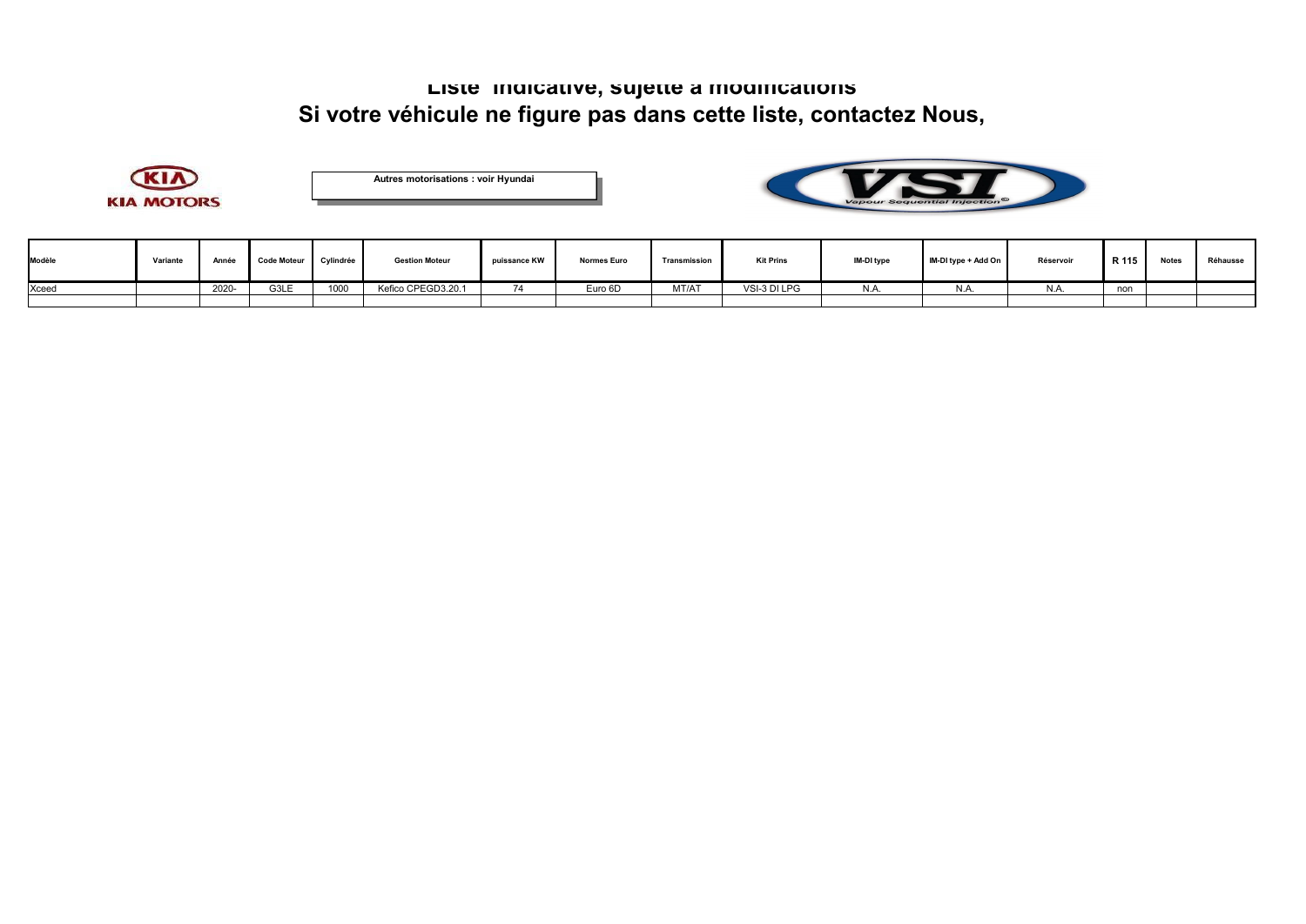**Liste indicative, sujette à modifications**

**Si votre véhicule ne figure pas dans cette liste, contactez Nous,**

**Autres motorisations : voir Hyundai**

| Modèle | Variante | Année | Code Moteur | Cylindrée | Gestion Moteur | puissance KW | Normes Euro | Transmission | Kit Prins | IM-DI type | IM-DI type + Add On | Réservoir | R 115 | Notes | Réhausse |
|---|---|---|---|---|---|---|---|---|---|---|---|---|---|---|---|
| Xceed | | 2020- | G3LE | 1000 | Kefico CPEGD3.20.1 | 74 | Euro 6D | MT/AT | VSI-3 DI LPG | N.A. | N.A. | N.A. | non | | |